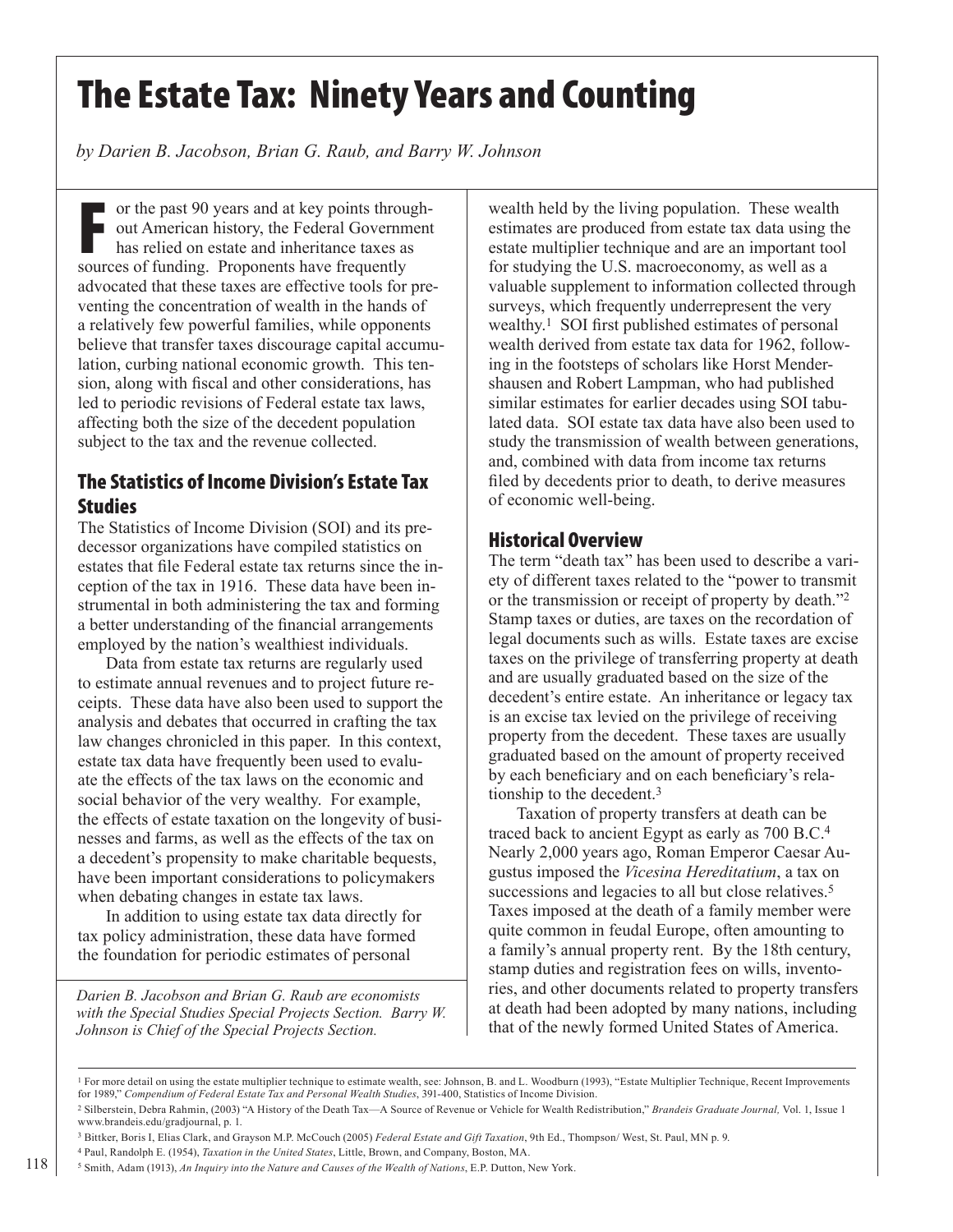# The Estate Tax: Ninety Years and Counting

*by Darien B. Jacobson, Brian G. Raub, and Barry W. Johnson*

For the past 90 years and at key points throughout American history, the Federal Government has relied on estate and inheritance taxes as sources of funding. Proponents have frequently advocated that these taxes are effective tools for preventing the concentration of wealth in the hands of a relatively few powerful families, while opponents believe that transfer taxes discourage capital accumulation, curbing national economic growth. This tension, along with fiscal and other considerations, has led to periodic revisions of Federal estate tax laws, affecting both the size of the decedent population subject to the tax and the revenue collected.

## The Statistics of Income Division's Estate Tax Studies

The Statistics of Income Division (SOI) and its predecessor organizations have compiled statistics on estates that file Federal estate tax returns since the inception of the tax in 1916. These data have been instrumental in both administering the tax and forming a better understanding of the financial arrangements employed by the nation's wealthiest individuals.

Data from estate tax returns are regularly used to estimate annual revenues and to project future receipts. These data have also been used to support the analysis and debates that occurred in crafting the tax law changes chronicled in this paper. In this context, estate tax data have frequently been used to evaluate the effects of the tax laws on the economic and social behavior of the very wealthy. For example, the effects of estate taxation on the longevity of businesses and farms, as well as the effects of the tax on a decedent's propensity to make charitable bequests, have been important considerations to policymakers when debating changes in estate tax laws.

In addition to using estate tax data directly for tax policy administration, these data have formed the foundation for periodic estimates of personal wealth held by the living population. These wealth estimates are produced from estate tax data using the estate multiplier technique and are an important tool for studying the U.S. macroeconomy, as well as a valuable supplement to information collected through surveys, which frequently underrepresent the very wealthy.[1] SOI first published estimates of personal wealth derived from estate tax data for 1962, following in the footsteps of scholars like Horst Mendershausen and Robert Lampman, who had published similar estimates for earlier decades using SOI tabulated data. SOI estate tax data have also been used to study the transmission of wealth between generations, and, combined with data from income tax returns filed by decedents prior to death, to derive measures of economic well-being.

*Darien B. Jacobson and Brian G. Raub are economists with the Special Studies Special Projects Section. Barry W. Johnson is Chief of the Special Projects Section.*

## Historical Overview

The term "death tax" has been used to describe a variety of different taxes related to the "power to transmit or the transmission or receipt of property by death."[2] Stamp taxes or duties, are taxes on the recordation of legal documents such as wills. Estate taxes are excise taxes on the privilege of transferring property at death and are usually graduated based on the size of the decedent's entire estate. An inheritance or legacy tax is an excise tax levied on the privilege of receiving property from the decedent. These taxes are usually graduated based on the amount of property received by each beneficiary and on each beneficiary's relationship to the decedent.[3]

Taxation of property transfers at death can be traced back to ancient Egypt as early as 700 B.C.[4] Nearly 2,000 years ago, Roman Emperor Caesar Augustus imposed the *Vicesina Hereditatium*, a tax on successions and legacies to all but close relatives.[5] Taxes imposed at the death of a family member were quite common in feudal Europe, often amounting to a family's annual property rent. By the 18th century, stamp duties and registration fees on wills, inventories, and other documents related to property transfers at death had been adopted by many nations, including that of the newly formed United States of America.

[1] For more detail on using the estate multiplier technique to estimate wealth, see: Johnson, B. and L. Woodburn (1993), "Estate Multiplier Technique, Recent Improvements for 1989," *Compendium of Federal Estate Tax and Personal Wealth Studies*, 391-400, Statistics of Income Division.

[2] Silberstein, Debra Rahmin, (2003) "A History of the Death Tax—A Source of Revenue or Vehicle for Wealth Redistribution," *Brandeis Graduate Journal,* Vol. 1, Issue 1 www.brandeis.edu/gradjournal, p. 1.

[3] Bittker, Boris I, Elias Clark, and Grayson M.P. McCouch (2005) *Federal Estate and Gift Taxation*, 9th Ed., Thompson/ West, St. Paul, MN p. 9.

[4] Paul, Randolph E. (1954), *Taxation in the United States*, Little, Brown, and Company, Boston, MA.

[5] Smith, Adam (1913), *An Inquiry into the Nature and Causes of the Wealth of Nations*, E.P. Dutton, New York.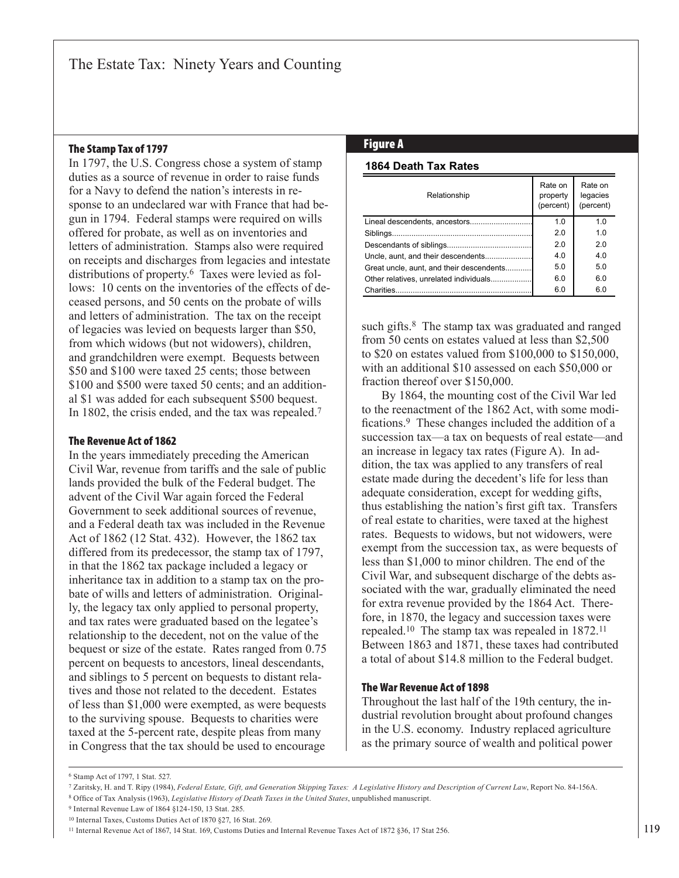## The Stamp Tax of 1797

In 1797, the U.S. Congress chose a system of stamp duties as a source of revenue in order to raise funds for a Navy to defend the nation's interests in response to an undeclared war with France that had begun in 1794. Federal stamps were required on wills offered for probate, as well as on inventories and letters of administration. Stamps also were required on receipts and discharges from legacies and intestate distributions of property.[6] Taxes were levied as follows: 10 cents on the inventories of the effects of deceased persons, and 50 cents on the probate of wills and letters of administration. The tax on the receipt of legacies was levied on bequests larger than $50, from which widows (but not widowers), children, and grandchildren were exempt. Bequests between $50 and $100 were taxed 25 cents; those between $100 and $500 were taxed 50 cents; and an additional $1 was added for each subsequent $500 bequest. In 1802, the crisis ended, and the tax was repealed.[7]

## The Revenue Act of 1862

In the years immediately preceding the American Civil War, revenue from tariffs and the sale of public lands provided the bulk of the Federal budget. The advent of the Civil War again forced the Federal Government to seek additional sources of revenue, and a Federal death tax was included in the Revenue Act of 1862 (12 Stat. 432). However, the 1862 tax differed from its predecessor, the stamp tax of 1797, in that the 1862 tax package included a legacy or inheritance tax in addition to a stamp tax on the probate of wills and letters of administration. Originally, the legacy tax only applied to personal property, and tax rates were graduated based on the legatee's relationship to the decedent, not on the value of the bequest or size of the estate. Rates ranged from 0.75 percent on bequests to ancestors, lineal descendants, and siblings to 5 percent on bequests to distant relatives and those not related to the decedent. Estates of less than $1,000 were exempted, as were bequests to the surviving spouse. Bequests to charities were taxed at the 5-percent rate, despite pleas from many in Congress that the tax should be used to encourage such gifts.[8] The stamp tax was graduated and ranged from 50 cents on estates valued at less than $2,500 to $20 on estates valued from $100,000 to $150,000, with an additional $10 assessed on each $50,000 or fraction thereof over $150,000.

By 1864, the mounting cost of the Civil War led to the reenactment of the 1862 Act, with some modifications.[9] These changes included the addition of a succession tax—a tax on bequests of real estate—and an increase in legacy tax rates (Figure A). In addition, the tax was applied to any transfers of real estate made during the decedent's life for less than adequate consideration, except for wedding gifts, thus establishing the nation's first gift tax. Transfers of real estate to charities, were taxed at the highest rates. Bequests to widows, but not widowers, were exempt from the succession tax, as were bequests of less than $1,000 to minor children. The end of the Civil War, and subsequent discharge of the debts associated with the war, gradually eliminated the need for extra revenue provided by the 1864 Act. Therefore, in 1870, the legacy and succession taxes were repealed.[10] The stamp tax was repealed in 1872.[11] Between 1863 and 1871, these taxes had contributed a total of about $14.8 million to the Federal budget.

### Figure A

**1864 Death Tax Rates**

| Relationship | Rate on property (percent) | Rate on legacies (percent) |
|---|---|---|
| Lineal descendents, ancestors | 1.0 | 1.0 |
| Siblings | 2.0 | 1.0 |
| Descendants of siblings | 2.0 | 2.0 |
| Uncle, aunt, and their descendents | 4.0 | 4.0 |
| Great uncle, aunt, and their descendents | 5.0 | 5.0 |
| Other relatives, unrelated individuals | 6.0 | 6.0 |
| Charities | 6.0 | 6.0 |

## The War Revenue Act of 1898

Throughout the last half of the 19th century, the industrial revolution brought about profound changes in the U.S. economy. Industry replaced agriculture as the primary source of wealth and political power

---

[6] Stamp Act of 1797, 1 Stat. 527.

[7] Zaritsky, H. and T. Ripy (1984), *Federal Estate, Gift, and Generation Skipping Taxes: A Legislative History and Description of Current Law*, Report No. 84-156A.

[8] Office of Tax Analysis (1963), *Legislative History of Death Taxes in the United States*, unpublished manuscript.

[9] Internal Revenue Law of 1864 §124-150, 13 Stat. 285.

[10] Internal Taxes, Customs Duties Act of 1870 §27, 16 Stat. 269.

[11] Internal Revenue Act of 1867, 14 Stat. 169, Customs Duties and Internal Revenue Taxes Act of 1872 §36, 17 Stat 256.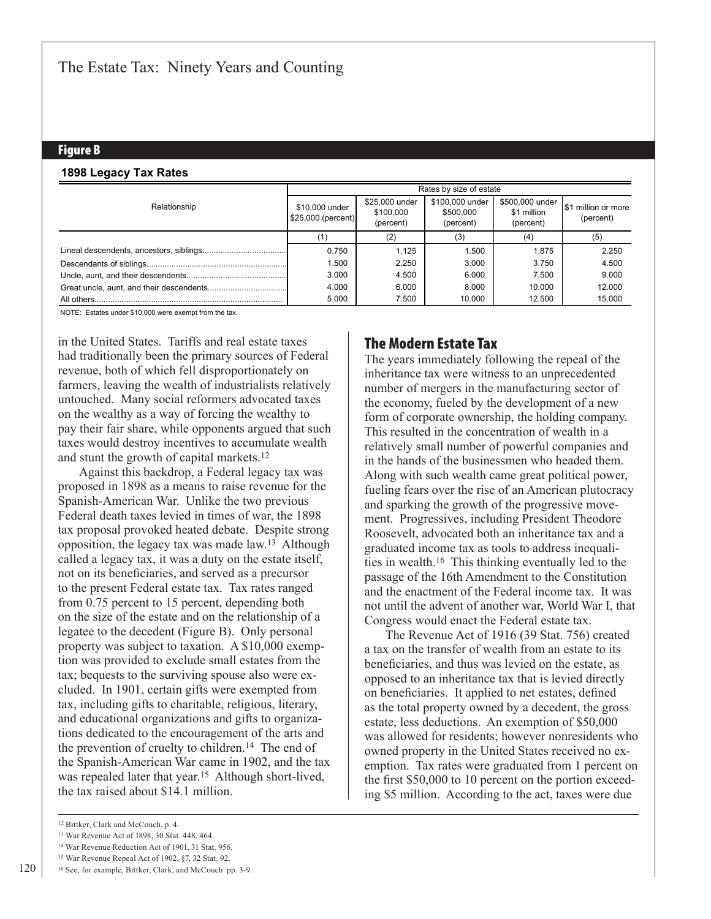## Figure B

**1898 Legacy Tax Rates**

| Relationship | Rates by size of estate | | | | |
|---|---|---|---|---|---|
| | $10,000 under $25,000 (percent) | $25,000 under $100,000 (percent) | $100,000 under $500,000 (percent) | $500,000 under $1 million (percent) | $1 million or more (percent) |
| | (1) | (2) | (3) | (4) | (5) |
| Lineal descendents, ancestors, siblings | 0.750 | 1.125 | 1.500 | 1.875 | 2.250 |
| Descendants of siblings | 1.500 | 2.250 | 3.000 | 3.750 | 4.500 |
| Uncle, aunt, and their descendents | 3.000 | 4.500 | 6.000 | 7.500 | 9.000 |
| Great uncle, aunt, and their descendents | 4.000 | 6.000 | 8.000 | 10.000 | 12.000 |
| All others | 5.000 | 7.500 | 10.000 | 12.500 | 15.000 |

NOTE: Estates under $10,000 were exempt from the tax.

in the United States. Tariffs and real estate taxes had traditionally been the primary sources of Federal revenue, both of which fell disproportionately on farmers, leaving the wealth of industrialists relatively untouched. Many social reformers advocated taxes on the wealthy as a way of forcing the wealthy to pay their fair share, while opponents argued that such taxes would destroy incentives to accumulate wealth and stunt the growth of capital markets.[12]

Against this backdrop, a Federal legacy tax was proposed in 1898 as a means to raise revenue for the Spanish-American War. Unlike the two previous Federal death taxes levied in times of war, the 1898 tax proposal provoked heated debate. Despite strong opposition, the legacy tax was made law.[13] Although called a legacy tax, it was a duty on the estate itself, not on its beneficiaries, and served as a precursor to the present Federal estate tax. Tax rates ranged from 0.75 percent to 15 percent, depending both on the size of the estate and on the relationship of a legatee to the decedent (Figure B). Only personal property was subject to taxation. A $10,000 exemption was provided to exclude small estates from the tax; bequests to the surviving spouse also were excluded. In 1901, certain gifts were exempted from tax, including gifts to charitable, religious, literary, and educational organizations and gifts to organizations dedicated to the encouragement of the arts and the prevention of cruelty to children.[14] The end of the Spanish-American War came in 1902, and the tax was repealed later that year.[15] Although short-lived, the tax raised about $14.1 million.

## The Modern Estate Tax

The years immediately following the repeal of the inheritance tax were witness to an unprecedented number of mergers in the manufacturing sector of the economy, fueled by the development of a new form of corporate ownership, the holding company. This resulted in the concentration of wealth in a relatively small number of powerful companies and in the hands of the businessmen who headed them. Along with such wealth came great political power, fueling fears over the rise of an American plutocracy and sparking the growth of the progressive movement. Progressives, including President Theodore Roosevelt, advocated both an inheritance tax and a graduated income tax as tools to address inequalities in wealth.[16] This thinking eventually led to the passage of the 16th Amendment to the Constitution and the enactment of the Federal income tax. It was not until the advent of another war, World War I, that Congress would enact the Federal estate tax.

The Revenue Act of 1916 (39 Stat. 756) created a tax on the transfer of wealth from an estate to its beneficiaries, and thus was levied on the estate, as opposed to an inheritance tax that is levied directly on beneficiaries. It applied to net estates, defined as the total property owned by a decedent, the gross estate, less deductions. An exemption of $50,000 was allowed for residents; however nonresidents who owned property in the United States received no exemption. Tax rates were graduated from 1 percent on the first $50,000 to 10 percent on the portion exceeding $5 million. According to the act, taxes were due

[12] Bittker, Clark and McCouch, p. 4.

[13] War Revenue Act of 1898, 30 Stat. 448, 464.

[14] War Revenue Reduction Act of 1901, 31 Stat. 956.

[15] War Revenue Repeal Act of 1902, §7, 32 Stat. 92.

[16] See, for example, Bittker, Clark, and McCouch pp. 3-9.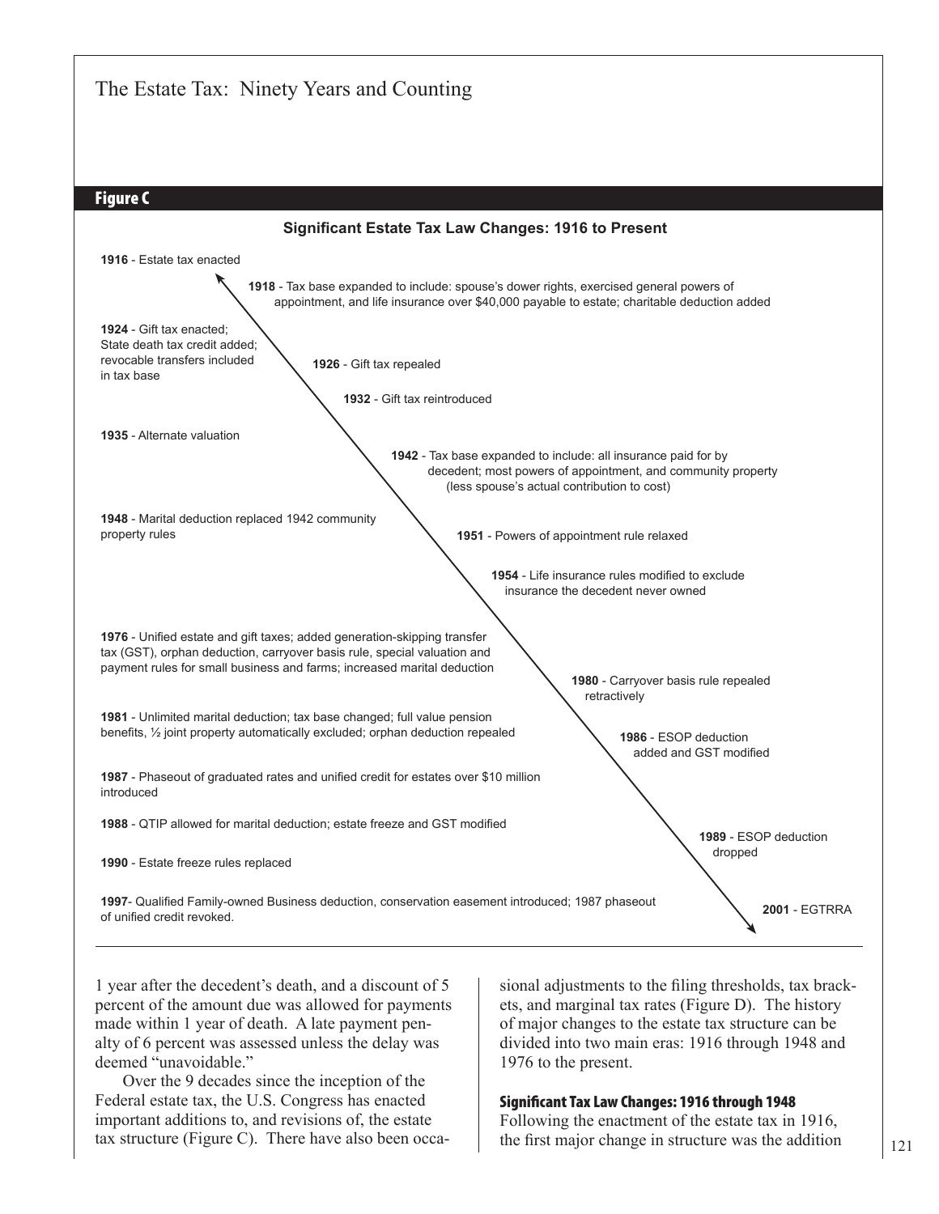## Figure C

**Significant Estate Tax Law Changes: 1916 to Present**

**1916** - Estate tax enacted

**1918** - Tax base expanded to include: spouse's dower rights, exercised general powers of appointment, and life insurance over $40,000 payable to estate; charitable deduction added

**1924** - Gift tax enacted; State death tax credit added; revocable transfers included in tax base

**1926** - Gift tax repealed

**1932** - Gift tax reintroduced

**1935** - Alternate valuation

**1942** - Tax base expanded to include: all insurance paid for by decedent; most powers of appointment, and community property (less spouse's actual contribution to cost)

**1948** - Marital deduction replaced 1942 community property rules

**1951** - Powers of appointment rule relaxed

**1954** - Life insurance rules modified to exclude insurance the decedent never owned

**1976** - Unified estate and gift taxes; added generation-skipping transfer tax (GST), orphan deduction, carryover basis rule, special valuation and payment rules for small business and farms; increased marital deduction

**1980** - Carryover basis rule repealed retractively

**1981** - Unlimited marital deduction; tax base changed; full value pension benefits, ½ joint property automatically excluded; orphan deduction repealed

**1986** - ESOP deduction added and GST modified

**1987** - Phaseout of graduated rates and unified credit for estates over $10 million introduced

**1988** - QTIP allowed for marital deduction; estate freeze and GST modified

**1989** - ESOP deduction dropped

**1990** - Estate freeze rules replaced

**1997**- Qualified Family-owned Business deduction, conservation easement introduced; 1987 phaseout of unified credit revoked.

**2001** - EGTRRA

1 year after the decedent's death, and a discount of 5 percent of the amount due was allowed for payments made within 1 year of death. A late payment penalty of 6 percent was assessed unless the delay was deemed "unavoidable."

Over the 9 decades since the inception of the Federal estate tax, the U.S. Congress has enacted important additions to, and revisions of, the estate tax structure (Figure C). There have also been occasional adjustments to the filing thresholds, tax brackets, and marginal tax rates (Figure D). The history of major changes to the estate tax structure can be divided into two main eras: 1916 through 1948 and 1976 to the present.

### Significant Tax Law Changes: 1916 through 1948

Following the enactment of the estate tax in 1916, the first major change in structure was the addition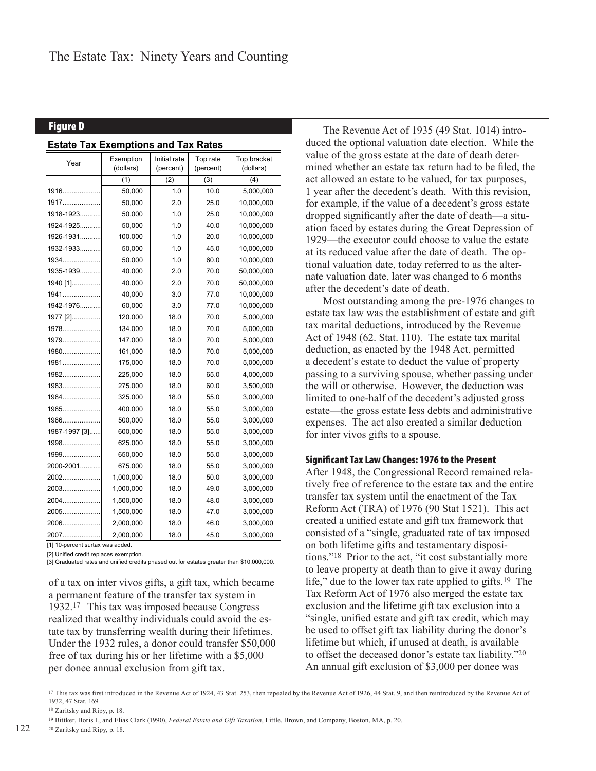## Figure D

**Estate Tax Exemptions and Tax Rates**

| Year | Exemption (dollars) | Initial rate (percent) | Top rate (percent) | Top bracket (dollars) |
|---|---|---|---|---|
| | (1) | (2) | (3) | (4) |
| 1916 | 50,000 | 1.0 | 10.0 | 5,000,000 |
| 1917 | 50,000 | 2.0 | 25.0 | 10,000,000 |
| 1918-1923 | 50,000 | 1.0 | 25.0 | 10,000,000 |
| 1924-1925 | 50,000 | 1.0 | 40.0 | 10,000,000 |
| 1926-1931 | 100,000 | 1.0 | 20.0 | 10,000,000 |
| 1932-1933 | 50,000 | 1.0 | 45.0 | 10,000,000 |
| 1934 | 50,000 | 1.0 | 60.0 | 10,000,000 |
| 1935-1939 | 40,000 | 2.0 | 70.0 | 50,000,000 |
| 1940 [1] | 40,000 | 2.0 | 70.0 | 50,000,000 |
| 1941 | 40,000 | 3.0 | 77.0 | 10,000,000 |
| 1942-1976 | 60,000 | 3.0 | 77.0 | 10,000,000 |
| 1977 [2] | 120,000 | 18.0 | 70.0 | 5,000,000 |
| 1978 | 134,000 | 18.0 | 70.0 | 5,000,000 |
| 1979 | 147,000 | 18.0 | 70.0 | 5,000,000 |
| 1980 | 161,000 | 18.0 | 70.0 | 5,000,000 |
| 1981 | 175,000 | 18.0 | 70.0 | 5,000,000 |
| 1982 | 225,000 | 18.0 | 65.0 | 4,000,000 |
| 1983 | 275,000 | 18.0 | 60.0 | 3,500,000 |
| 1984 | 325,000 | 18.0 | 55.0 | 3,000,000 |
| 1985 | 400,000 | 18.0 | 55.0 | 3,000,000 |
| 1986 | 500,000 | 18.0 | 55.0 | 3,000,000 |
| 1987-1997 [3] | 600,000 | 18.0 | 55.0 | 3,000,000 |
| 1998 | 625,000 | 18.0 | 55.0 | 3,000,000 |
| 1999 | 650,000 | 18.0 | 55.0 | 3,000,000 |
| 2000-2001 | 675,000 | 18.0 | 55.0 | 3,000,000 |
| 2002 | 1,000,000 | 18.0 | 50.0 | 3,000,000 |
| 2003 | 1,000,000 | 18.0 | 49.0 | 3,000,000 |
| 2004 | 1,500,000 | 18.0 | 48.0 | 3,000,000 |
| 2005 | 1,500,000 | 18.0 | 47.0 | 3,000,000 |
| 2006 | 2,000,000 | 18.0 | 46.0 | 3,000,000 |
| 2007 | 2,000,000 | 18.0 | 45.0 | 3,000,000 |

[1] 10-percent surtax was added.

[2] Unified credit replaces exemption.

[3] Graduated rates and unified credits phased out for estates greater than $10,000,000.

of a tax on inter vivos gifts, a gift tax, which became a permanent feature of the transfer tax system in 1932.[17] This tax was imposed because Congress realized that wealthy individuals could avoid the estate tax by transferring wealth during their lifetimes. Under the 1932 rules, a donor could transfer $50,000 free of tax during his or her lifetime with a $5,000 per donee annual exclusion from gift tax.

The Revenue Act of 1935 (49 Stat. 1014) introduced the optional valuation date election. While the value of the gross estate at the date of death determined whether an estate tax return had to be filed, the act allowed an estate to be valued, for tax purposes, 1 year after the decedent's death. With this revision, for example, if the value of a decedent's gross estate dropped significantly after the date of death—a situation faced by estates during the Great Depression of 1929—the executor could choose to value the estate at its reduced value after the date of death. The optional valuation date, today referred to as the alternate valuation date, later was changed to 6 months after the decedent's date of death.

Most outstanding among the pre-1976 changes to estate tax law was the establishment of estate and gift tax marital deductions, introduced by the Revenue Act of 1948 (62. Stat. 110). The estate tax marital deduction, as enacted by the 1948 Act, permitted a decedent's estate to deduct the value of property passing to a surviving spouse, whether passing under the will or otherwise. However, the deduction was limited to one-half of the decedent's adjusted gross estate—the gross estate less debts and administrative expenses. The act also created a similar deduction for inter vivos gifts to a spouse.

### Significant Tax Law Changes: 1976 to the Present

After 1948, the Congressional Record remained relatively free of reference to the estate tax and the entire transfer tax system until the enactment of the Tax Reform Act (TRA) of 1976 (90 Stat 1521). This act created a unified estate and gift tax framework that consisted of a "single, graduated rate of tax imposed on both lifetime gifts and testamentary dispositions."[18] Prior to the act, "it cost substantially more to leave property at death than to give it away during life," due to the lower tax rate applied to gifts.[19] The Tax Reform Act of 1976 also merged the estate tax exclusion and the lifetime gift tax exclusion into a "single, unified estate and gift tax credit, which may be used to offset gift tax liability during the donor's lifetime but which, if unused at death, is available to offset the deceased donor's estate tax liability."[20] An annual gift exclusion of $3,000 per donee was

---

[17] This tax was first introduced in the Revenue Act of 1924, 43 Stat. 253, then repealed by the Revenue Act of 1926, 44 Stat. 9, and then reintroduced by the Revenue Act of 1932, 47 Stat. 169.

[18] Zaritsky and Ripy, p. 18.

[19] Bittker, Boris I., and Elias Clark (1990), *Federal Estate and Gift Taxation*, Little, Brown, and Company, Boston, MA, p. 20.

[20] Zaritsky and Ripy, p. 18.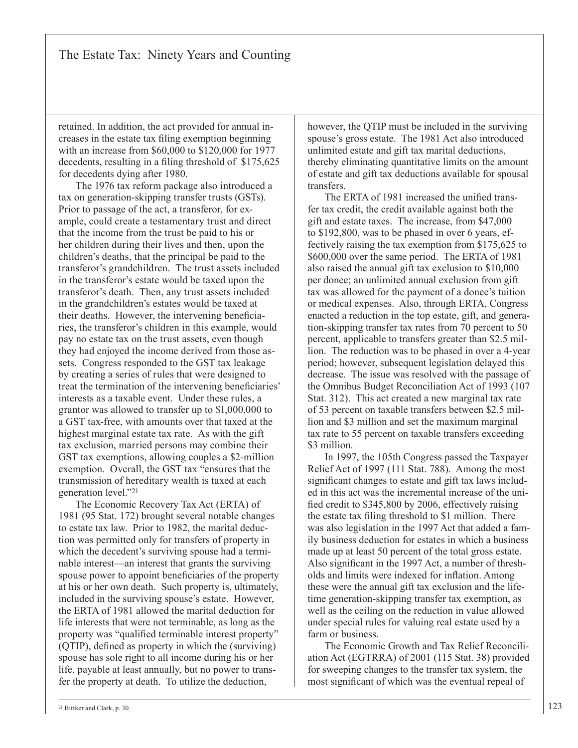retained. In addition, the act provided for annual increases in the estate tax filing exemption beginning with an increase from $60,000 to $120,000 for 1977 decedents, resulting in a filing threshold of $175,625 for decedents dying after 1980.

The 1976 tax reform package also introduced a tax on generation-skipping transfer trusts (GSTs). Prior to passage of the act, a transferor, for example, could create a testamentary trust and direct that the income from the trust be paid to his or her children during their lives and then, upon the children's deaths, that the principal be paid to the transferor's grandchildren. The trust assets included in the transferor's estate would be taxed upon the transferor's death. Then, any trust assets included in the grandchildren's estates would be taxed at their deaths. However, the intervening beneficiaries, the transferor's children in this example, would pay no estate tax on the trust assets, even though they had enjoyed the income derived from those assets. Congress responded to the GST tax leakage by creating a series of rules that were designed to treat the termination of the intervening beneficiaries' interests as a taxable event. Under these rules, a grantor was allowed to transfer up to $1,000,000 to a GST tax-free, with amounts over that taxed at the highest marginal estate tax rate. As with the gift tax exclusion, married persons may combine their GST tax exemptions, allowing couples a $2-million exemption. Overall, the GST tax "ensures that the transmission of hereditary wealth is taxed at each generation level."[21]

The Economic Recovery Tax Act (ERTA) of 1981 (95 Stat. 172) brought several notable changes to estate tax law. Prior to 1982, the marital deduction was permitted only for transfers of property in which the decedent's surviving spouse had a terminable interest—an interest that grants the surviving spouse power to appoint beneficiaries of the property at his or her own death. Such property is, ultimately, included in the surviving spouse's estate. However, the ERTA of 1981 allowed the marital deduction for life interests that were not terminable, as long as the property was "qualified terminable interest property" (QTIP), defined as property in which the (surviving) spouse has sole right to all income during his or her life, payable at least annually, but no power to transfer the property at death. To utilize the deduction, however, the QTIP must be included in the surviving spouse's gross estate. The 1981 Act also introduced unlimited estate and gift tax marital deductions, thereby eliminating quantitative limits on the amount of estate and gift tax deductions available for spousal transfers.

The ERTA of 1981 increased the unified transfer tax credit, the credit available against both the gift and estate taxes. The increase, from $47,000 to $192,800, was to be phased in over 6 years, effectively raising the tax exemption from $175,625 to $600,000 over the same period. The ERTA of 1981 also raised the annual gift tax exclusion to $10,000 per donee; an unlimited annual exclusion from gift tax was allowed for the payment of a donee's tuition or medical expenses. Also, through ERTA, Congress enacted a reduction in the top estate, gift, and generation-skipping transfer tax rates from 70 percent to 50 percent, applicable to transfers greater than $2.5 million. The reduction was to be phased in over a 4-year period; however, subsequent legislation delayed this decrease. The issue was resolved with the passage of the Omnibus Budget Reconciliation Act of 1993 (107 Stat. 312). This act created a new marginal tax rate of 53 percent on taxable transfers between $2.5 million and $3 million and set the maximum marginal tax rate to 55 percent on taxable transfers exceeding $3 million.

In 1997, the 105th Congress passed the Taxpayer Relief Act of 1997 (111 Stat. 788). Among the most significant changes to estate and gift tax laws included in this act was the incremental increase of the unified credit to $345,800 by 2006, effectively raising the estate tax filing threshold to $1 million. There was also legislation in the 1997 Act that added a family business deduction for estates in which a business made up at least 50 percent of the total gross estate. Also significant in the 1997 Act, a number of thresholds and limits were indexed for inflation. Among these were the annual gift tax exclusion and the lifetime generation-skipping transfer tax exemption, as well as the ceiling on the reduction in value allowed under special rules for valuing real estate used by a farm or business.

The Economic Growth and Tax Relief Reconciliation Act (EGTRRA) of 2001 (115 Stat. 38) provided for sweeping changes to the transfer tax system, the most significant of which was the eventual repeal of

[21] Bittker and Clark, p. 30.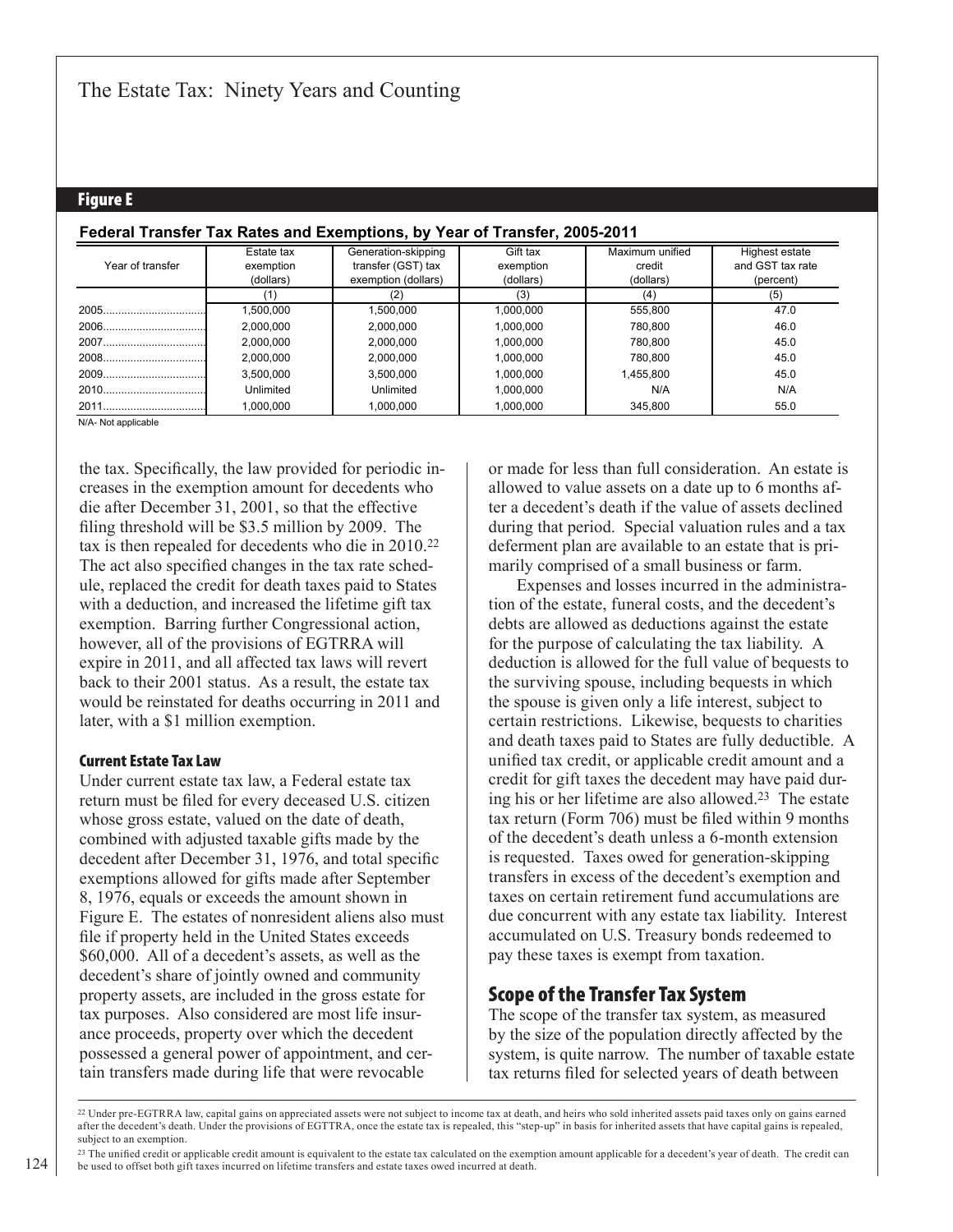## Figure E

**Federal Transfer Tax Rates and Exemptions, by Year of Transfer, 2005-2011**

| Year of transfer | Estate tax exemption (dollars) | Generation-skipping transfer (GST) tax exemption (dollars) | Gift tax exemption (dollars) | Maximum unified credit (dollars) | Highest estate and GST tax rate (percent) |
|---|---|---|---|---|---|
| | (1) | (2) | (3) | (4) | (5) |
| 2005 | 1,500,000 | 1,500,000 | 1,000,000 | 555,800 | 47.0 |
| 2006 | 2,000,000 | 2,000,000 | 1,000,000 | 780,800 | 46.0 |
| 2007 | 2,000,000 | 2,000,000 | 1,000,000 | 780,800 | 45.0 |
| 2008 | 2,000,000 | 2,000,000 | 1,000,000 | 780,800 | 45.0 |
| 2009 | 3,500,000 | 3,500,000 | 1,000,000 | 1,455,800 | 45.0 |
| 2010 | Unlimited | Unlimited | 1,000,000 | N/A | N/A |
| 2011 | 1,000,000 | 1,000,000 | 1,000,000 | 345,800 | 55.0 |

N/A- Not applicable

the tax. Specifically, the law provided for periodic increases in the exemption amount for decedents who die after December 31, 2001, so that the effective filing threshold will be $3.5 million by 2009. The tax is then repealed for decedents who die in 2010.[22] The act also specified changes in the tax rate schedule, replaced the credit for death taxes paid to States with a deduction, and increased the lifetime gift tax exemption. Barring further Congressional action, however, all of the provisions of EGTRRA will expire in 2011, and all affected tax laws will revert back to their 2001 status. As a result, the estate tax would be reinstated for deaths occurring in 2011 and later, with a $1 million exemption.

### Current Estate Tax Law

Under current estate tax law, a Federal estate tax return must be filed for every deceased U.S. citizen whose gross estate, valued on the date of death, combined with adjusted taxable gifts made by the decedent after December 31, 1976, and total specific exemptions allowed for gifts made after September 8, 1976, equals or exceeds the amount shown in Figure E. The estates of nonresident aliens also must file if property held in the United States exceeds $60,000. All of a decedent's assets, as well as the decedent's share of jointly owned and community property assets, are included in the gross estate for tax purposes. Also considered are most life insurance proceeds, property over which the decedent possessed a general power of appointment, and certain transfers made during life that were revocable or made for less than full consideration. An estate is allowed to value assets on a date up to 6 months after a decedent's death if the value of assets declined during that period. Special valuation rules and a tax deferment plan are available to an estate that is primarily comprised of a small business or farm.

Expenses and losses incurred in the administration of the estate, funeral costs, and the decedent's debts are allowed as deductions against the estate for the purpose of calculating the tax liability. A deduction is allowed for the full value of bequests to the surviving spouse, including bequests in which the spouse is given only a life interest, subject to certain restrictions. Likewise, bequests to charities and death taxes paid to States are fully deductible. A unified tax credit, or applicable credit amount and a credit for gift taxes the decedent may have paid during his or her lifetime are also allowed.[23] The estate tax return (Form 706) must be filed within 9 months of the decedent's death unless a 6-month extension is requested. Taxes owed for generation-skipping transfers in excess of the decedent's exemption and taxes on certain retirement fund accumulations are due concurrent with any estate tax liability. Interest accumulated on U.S. Treasury bonds redeemed to pay these taxes is exempt from taxation.

## Scope of the Transfer Tax System

The scope of the transfer tax system, as measured by the size of the population directly affected by the system, is quite narrow. The number of taxable estate tax returns filed for selected years of death between

[22] Under pre-EGTRRA law, capital gains on appreciated assets were not subject to income tax at death, and heirs who sold inherited assets paid taxes only on gains earned after the decedent's death. Under the provisions of EGTTRA, once the estate tax is repealed, this "step-up" in basis for inherited assets that have capital gains is repealed, subject to an exemption.

[23] The unified credit or applicable credit amount is equivalent to the estate tax calculated on the exemption amount applicable for a decedent's year of death. The credit can be used to offset both gift taxes incurred on lifetime transfers and estate taxes owed incurred at death.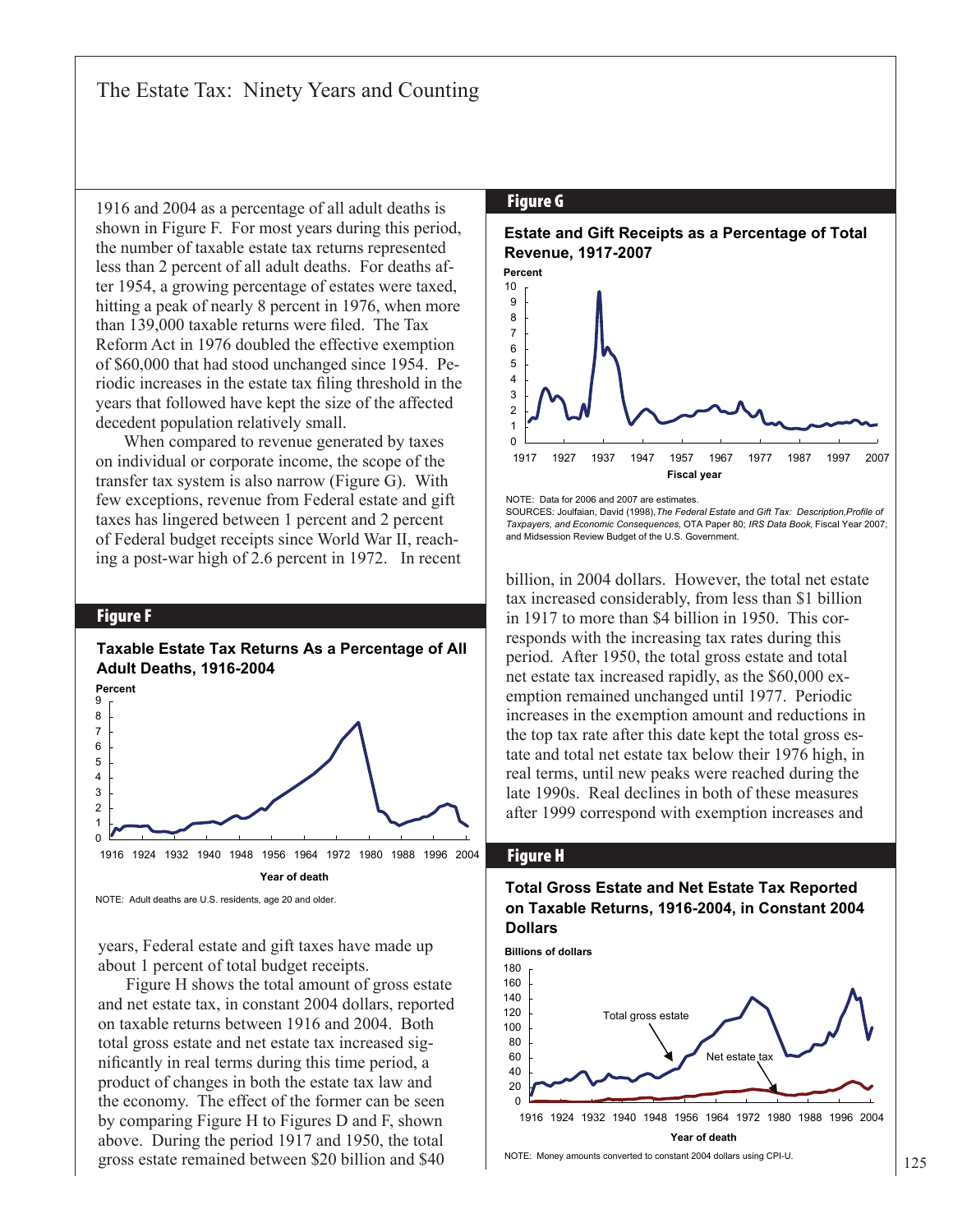1916 and 2004 as a percentage of all adult deaths is shown in Figure F. For most years during this period, the number of taxable estate tax returns represented less than 2 percent of all adult deaths. For deaths after 1954, a growing percentage of estates were taxed, hitting a peak of nearly 8 percent in 1976, when more than 139,000 taxable returns were filed. The Tax Reform Act in 1976 doubled the effective exemption of $60,000 that had stood unchanged since 1954. Periodic increases in the estate tax filing threshold in the years that followed have kept the size of the affected decedent population relatively small.

When compared to revenue generated by taxes on individual or corporate income, the scope of the transfer tax system is also narrow (Figure G). With few exceptions, revenue from Federal estate and gift taxes has lingered between 1 percent and 2 percent of Federal budget receipts since World War II, reaching a post-war high of 2.6 percent in 1972. In recent years, Federal estate and gift taxes have made up about 1 percent of total budget receipts.

Figure H shows the total amount of gross estate and net estate tax, in constant 2004 dollars, reported on taxable returns between 1916 and 2004. Both total gross estate and net estate tax increased significantly in real terms during this time period, a product of changes in both the estate tax law and the economy. The effect of the former can be seen by comparing Figure H to Figures D and F, shown above. During the period 1917 and 1950, the total gross estate remained between $20 billion and $40 billion, in 2004 dollars. However, the total net estate tax increased considerably, from less than $1 billion in 1917 to more than $4 billion in 1950. This corresponds with the increasing tax rates during this period. After 1950, the total gross estate and total net estate tax increased rapidly, as the $60,000 exemption remained unchanged until 1977. Periodic increases in the exemption amount and reductions in the top tax rate after this date kept the total gross estate and total net estate tax below their 1976 high, in real terms, until new peaks were reached during the late 1990s. Real declines in both of these measures after 1999 correspond with exemption increases and

**Figure F**

**Taxable Estate Tax Returns As a Percentage of All Adult Deaths, 1916-2004**

NOTE: Adult deaths are U.S. residents, age 20 and older.

**Figure G**

**Estate and Gift Receipts as a Percentage of Total Revenue, 1917-2007**

NOTE: Data for 2006 and 2007 are estimates.
SOURCES: Joulfaian, David (1998), *The Federal Estate and Gift Tax: Description, Profile of Taxpayers, and Economic Consequences*, OTA Paper 80; *IRS Data Book*, Fiscal Year 2007; and Midsession Review Budget of the U.S. Government.

**Figure H**

**Total Gross Estate and Net Estate Tax Reported on Taxable Returns, 1916-2004, in Constant 2004 Dollars**

NOTE: Money amounts converted to constant 2004 dollars using CPI-U.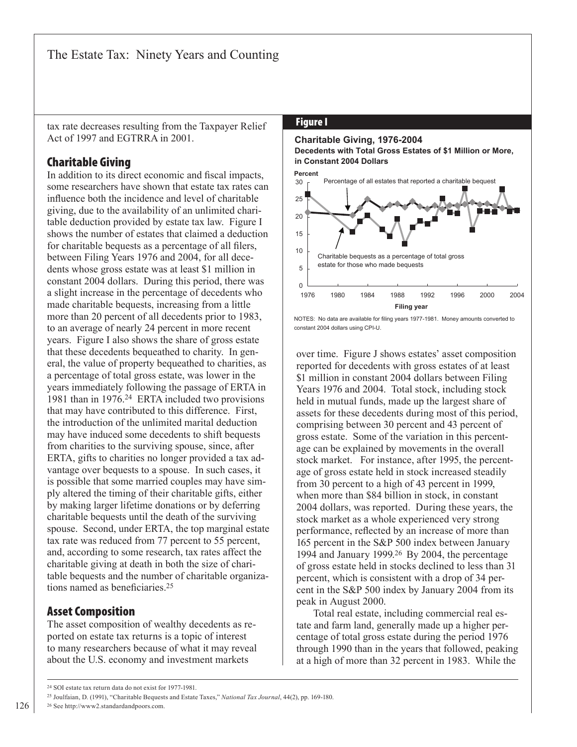tax rate decreases resulting from the Taxpayer Relief Act of 1997 and EGTRRA in 2001.

## Charitable Giving

In addition to its direct economic and fiscal impacts, some researchers have shown that estate tax rates can influence both the incidence and level of charitable giving, due to the availability of an unlimited charitable deduction provided by estate tax law. Figure I shows the number of estates that claimed a deduction for charitable bequests as a percentage of all filers, between Filing Years 1976 and 2004, for all decedents whose gross estate was at least $1 million in constant 2004 dollars. During this period, there was a slight increase in the percentage of decedents who made charitable bequests, increasing from a little more than 20 percent of all decedents prior to 1983, to an average of nearly 24 percent in more recent years. Figure I also shows the share of gross estate that these decedents bequeathed to charity. In general, the value of property bequeathed to charities, as a percentage of total gross estate, was lower in the years immediately following the passage of ERTA in 1981 than in 1976.[24] ERTA included two provisions that may have contributed to this difference. First, the introduction of the unlimited marital deduction may have induced some decedents to shift bequests from charities to the surviving spouse, since, after ERTA, gifts to charities no longer provided a tax advantage over bequests to a spouse. In such cases, it is possible that some married couples may have simply altered the timing of their charitable gifts, either by making larger lifetime donations or by deferring charitable bequests until the death of the surviving spouse. Second, under ERTA, the top marginal estate tax rate was reduced from 77 percent to 55 percent, and, according to some research, tax rates affect the charitable giving at death in both the size of charitable bequests and the number of charitable organizations named as beneficiaries.[25]

## Asset Composition

The asset composition of wealthy decedents as reported on estate tax returns is a topic of interest to many researchers because of what it may reveal about the U.S. economy and investment markets over time. Figure J shows estates' asset composition reported for decedents with gross estates of at least $1 million in constant 2004 dollars between Filing Years 1976 and 2004. Total stock, including stock held in mutual funds, made up the largest share of assets for these decedents during most of this period, comprising between 30 percent and 43 percent of gross estate. Some of the variation in this percentage can be explained by movements in the overall stock market. For instance, after 1995, the percentage of gross estate held in stock increased steadily from 30 percent to a high of 43 percent in 1999, when more than $84 billion in stock, in constant 2004 dollars, was reported. During these years, the stock market as a whole experienced very strong performance, reflected by an increase of more than 165 percent in the S&P 500 index between January 1994 and January 1999.[26] By 2004, the percentage of gross estate held in stocks declined to less than 31 percent, which is consistent with a drop of 34 percent in the S&P 500 index by January 2004 from its peak in August 2000.

Total real estate, including commercial real estate and farm land, generally made up a higher percentage of total gross estate during the period 1976 through 1990 than in the years that followed, peaking at a high of more than 32 percent in 1983. While the

### Figure I

**Charitable Giving, 1976-2004**
**Decedents with Total Gross Estates of $1 Million or More, in Constant 2004 Dollars**

NOTES: No data are available for filing years 1977-1981. Money amounts converted to constant 2004 dollars using CPI-U.

---

[24] SOI estate tax return data do not exist for 1977-1981.

[25] Joulfaian, D. (1991), "Charitable Bequests and Estate Taxes," *National Tax Journal*, 44(2), pp. 169-180.

[26] See http://www2.standardandpoors.com.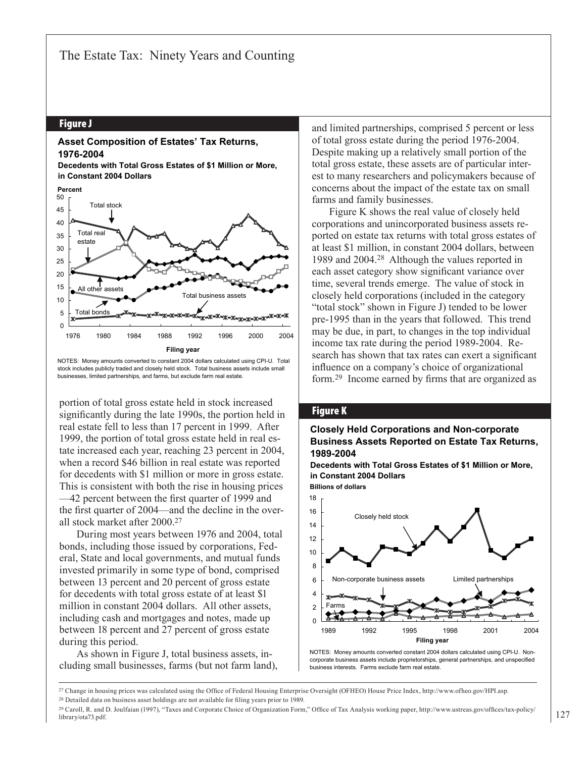## Figure J

**Asset Composition of Estates' Tax Returns, 1976-2004**

**Decedents with Total Gross Estates of $1 Million or More, in Constant 2004 Dollars**

NOTES: Money amounts converted to constant 2004 dollars calculated using CPI-U. Total stock includes publicly traded and closely held stock. Total business assets include small businesses, limited partnerships, and farms, but exclude farm real estate.

portion of total gross estate held in stock increased significantly during the late 1990s, the portion held in real estate fell to less than 17 percent in 1999. After 1999, the portion of total gross estate held in real estate increased each year, reaching 23 percent in 2004, when a record $46 billion in real estate was reported for decedents with $1 million or more in gross estate. This is consistent with both the rise in housing prices —42 percent between the first quarter of 1999 and the first quarter of 2004—and the decline in the overall stock market after 2000.[27]

During most years between 1976 and 2004, total bonds, including those issued by corporations, Federal, State and local governments, and mutual funds invested primarily in some type of bond, comprised between 13 percent and 20 percent of gross estate for decedents with total gross estate of at least $1 million in constant 2004 dollars. All other assets, including cash and mortgages and notes, made up between 18 percent and 27 percent of gross estate during this period.

As shown in Figure J, total business assets, including small businesses, farms (but not farm land), and limited partnerships, comprised 5 percent or less of total gross estate during the period 1976-2004. Despite making up a relatively small portion of the total gross estate, these assets are of particular interest to many researchers and policymakers because of concerns about the impact of the estate tax on small farms and family businesses.

Figure K shows the real value of closely held corporations and unincorporated business assets reported on estate tax returns with total gross estates of at least $1 million, in constant 2004 dollars, between 1989 and 2004.[28] Although the values reported in each asset category show significant variance over time, several trends emerge. The value of stock in closely held corporations (included in the category "total stock" shown in Figure J) tended to be lower pre-1995 than in the years that followed. This trend may be due, in part, to changes in the top individual income tax rate during the period 1989-2004. Research has shown that tax rates can exert a significant influence on a company's choice of organizational form.[29] Income earned by firms that are organized as

## Figure K

**Closely Held Corporations and Non-corporate Business Assets Reported on Estate Tax Returns, 1989-2004**

**Decedents with Total Gross Estates of $1 Million or More, in Constant 2004 Dollars**

NOTES: Money amounts converted constant 2004 dollars calculated using CPI-U. Non-corporate business assets include proprietorships, general partnerships, and unspecified business interests. Farms exclude farm real estate.

[27] Change in housing prices was calculated using the Office of Federal Housing Enterprise Oversight (OFHEO) House Price Index, http://www.ofheo.gov/HPI.asp.

[28] Detailed data on business asset holdings are not available for filing years prior to 1989.

[29] Caroll, R. and D. Joulfaian (1997), "Taxes and Corporate Choice of Organization Form," Office of Tax Analysis working paper, http://www.ustreas.gov/offices/tax-policy/library/ota73.pdf.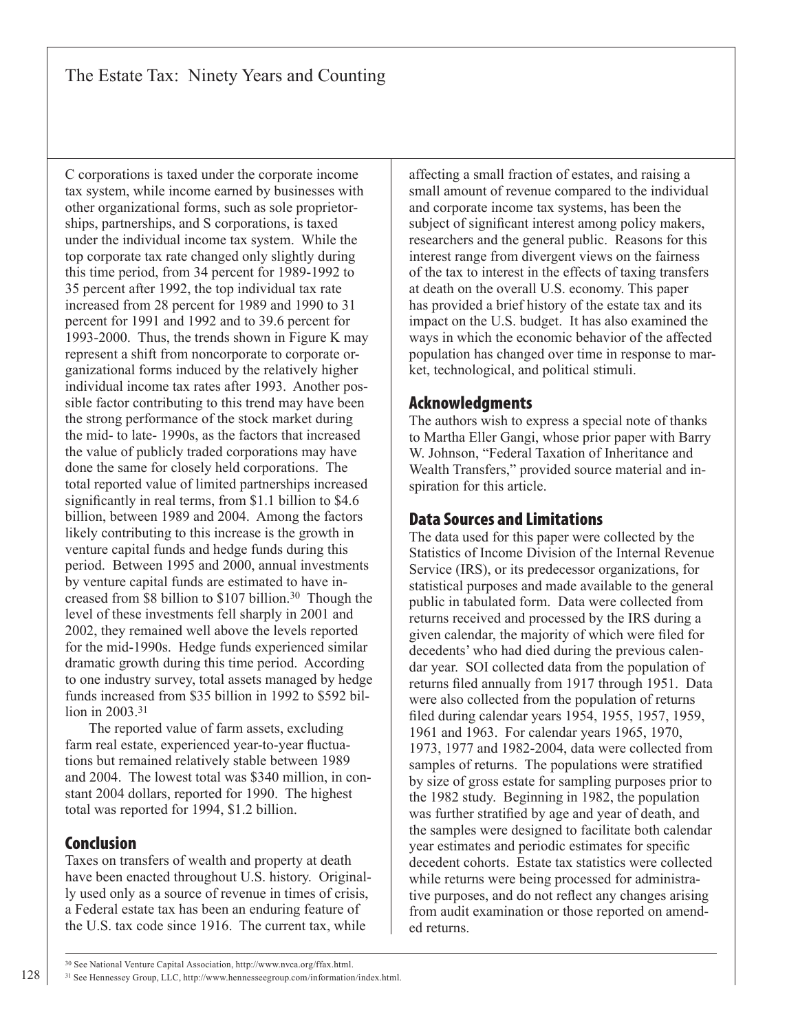C corporations is taxed under the corporate income tax system, while income earned by businesses with other organizational forms, such as sole proprietorships, partnerships, and S corporations, is taxed under the individual income tax system. While the top corporate tax rate changed only slightly during this time period, from 34 percent for 1989-1992 to 35 percent after 1992, the top individual tax rate increased from 28 percent for 1989 and 1990 to 31 percent for 1991 and 1992 and to 39.6 percent for 1993-2000. Thus, the trends shown in Figure K may represent a shift from noncorporate to corporate organizational forms induced by the relatively higher individual income tax rates after 1993. Another possible factor contributing to this trend may have been the strong performance of the stock market during the mid- to late- 1990s, as the factors that increased the value of publicly traded corporations may have done the same for closely held corporations. The total reported value of limited partnerships increased significantly in real terms, from $1.1 billion to $4.6 billion, between 1989 and 2004. Among the factors likely contributing to this increase is the growth in venture capital funds and hedge funds during this period. Between 1995 and 2000, annual investments by venture capital funds are estimated to have increased from $8 billion to $107 billion.[30] Though the level of these investments fell sharply in 2001 and 2002, they remained well above the levels reported for the mid-1990s. Hedge funds experienced similar dramatic growth during this time period. According to one industry survey, total assets managed by hedge funds increased from $35 billion in 1992 to $592 billion in 2003.[31]

The reported value of farm assets, excluding farm real estate, experienced year-to-year fluctuations but remained relatively stable between 1989 and 2004. The lowest total was $340 million, in constant 2004 dollars, reported for 1990. The highest total was reported for 1994, $1.2 billion.

## Conclusion

Taxes on transfers of wealth and property at death have been enacted throughout U.S. history. Originally used only as a source of revenue in times of crisis, a Federal estate tax has been an enduring feature of the U.S. tax code since 1916. The current tax, while affecting a small fraction of estates, and raising a small amount of revenue compared to the individual and corporate income tax systems, has been the subject of significant interest among policy makers, researchers and the general public. Reasons for this interest range from divergent views on the fairness of the tax to interest in the effects of taxing transfers at death on the overall U.S. economy. This paper has provided a brief history of the estate tax and its impact on the U.S. budget. It has also examined the ways in which the economic behavior of the affected population has changed over time in response to market, technological, and political stimuli.

## Acknowledgments

The authors wish to express a special note of thanks to Martha Eller Gangi, whose prior paper with Barry W. Johnson, "Federal Taxation of Inheritance and Wealth Transfers," provided source material and inspiration for this article.

## Data Sources and Limitations

The data used for this paper were collected by the Statistics of Income Division of the Internal Revenue Service (IRS), or its predecessor organizations, for statistical purposes and made available to the general public in tabulated form. Data were collected from returns received and processed by the IRS during a given calendar, the majority of which were filed for decedents' who had died during the previous calendar year. SOI collected data from the population of returns filed annually from 1917 through 1951. Data were also collected from the population of returns filed during calendar years 1954, 1955, 1957, 1959, 1961 and 1963. For calendar years 1965, 1970, 1973, 1977 and 1982-2004, data were collected from samples of returns. The populations were stratified by size of gross estate for sampling purposes prior to the 1982 study. Beginning in 1982, the population was further stratified by age and year of death, and the samples were designed to facilitate both calendar year estimates and periodic estimates for specific decedent cohorts. Estate tax statistics were collected while returns were being processed for administrative purposes, and do not reflect any changes arising from audit examination or those reported on amended returns.

---

[30] See National Venture Capital Association, http://www.nvca.org/ffax.html.

[31] See Hennessey Group, LLC, http://www.hennesseegroup.com/information/index.html.